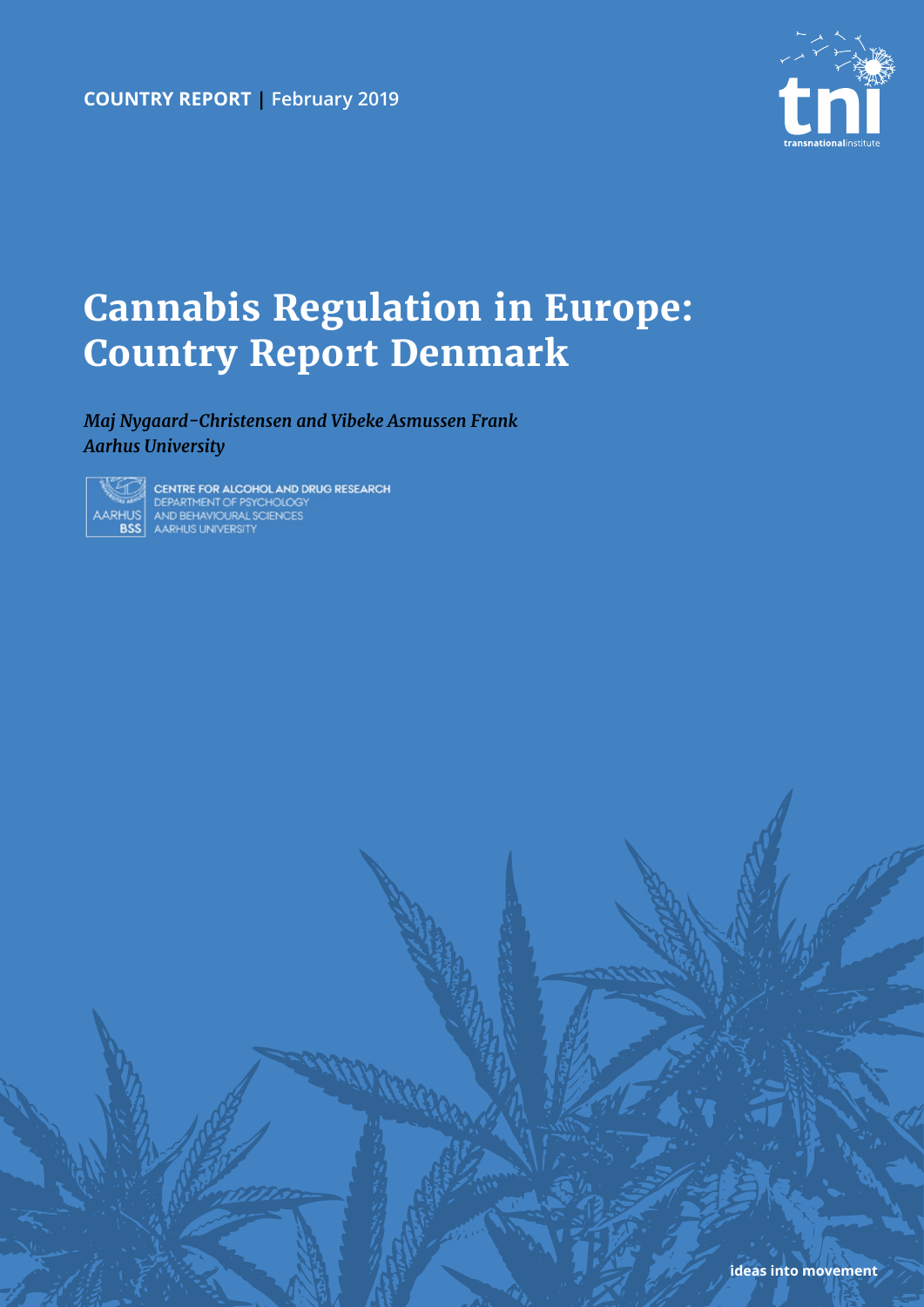**COUNTRY REPORT** | February 2019

# Cannabis Regulation in Europe: Country Report Denmark

*Maj Nygaard-Christensen and Vibeke Asmussen Frank*
*Aarhus University*

AARHUS BSS
CENTRE FOR ALCOHOL AND DRUG RESEARCH
DEPARTMENT OF PSYCHOLOGY
AND BEHAVIOURAL SCIENCES
AARHUS UNIVERSITY

tni transnationalinstitute

ideas into movement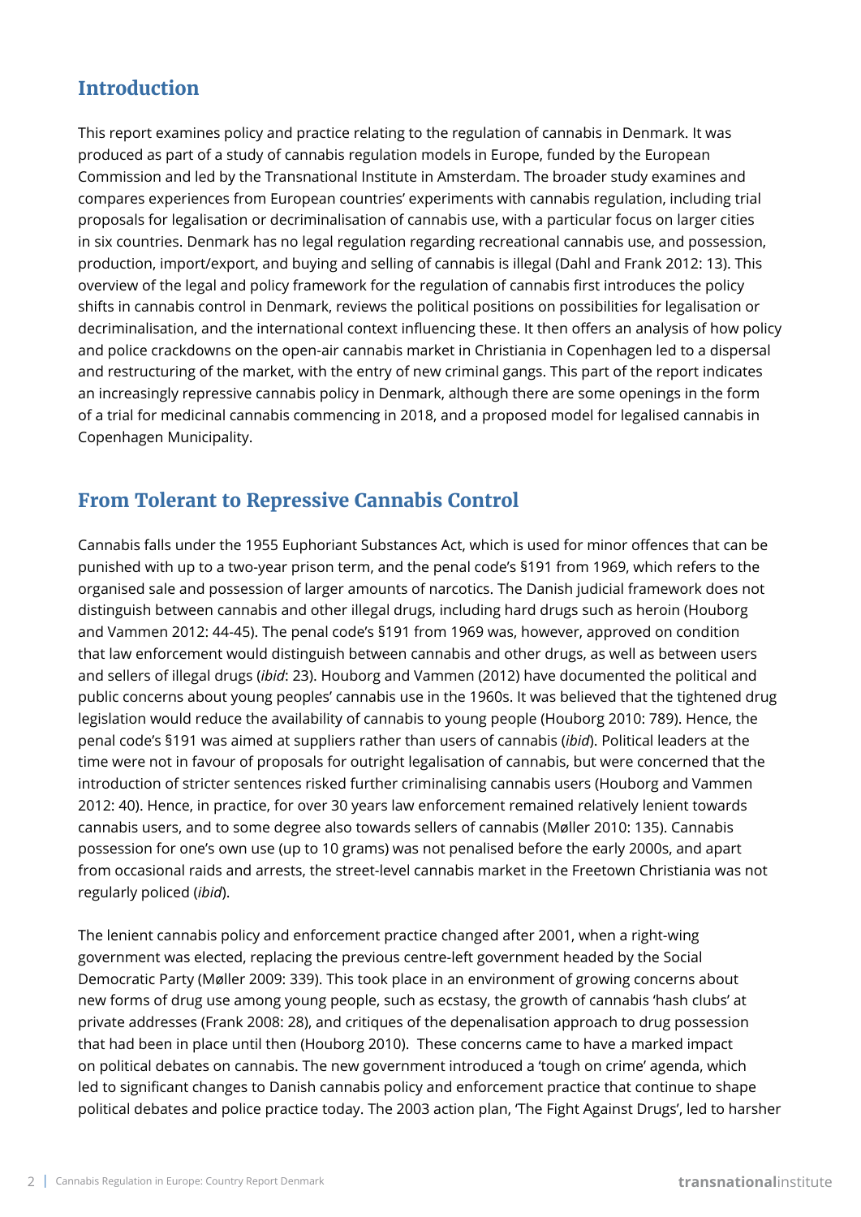## Introduction

This report examines policy and practice relating to the regulation of cannabis in Denmark. It was produced as part of a study of cannabis regulation models in Europe, funded by the European Commission and led by the Transnational Institute in Amsterdam. The broader study examines and compares experiences from European countries' experiments with cannabis regulation, including trial proposals for legalisation or decriminalisation of cannabis use, with a particular focus on larger cities in six countries. Denmark has no legal regulation regarding recreational cannabis use, and possession, production, import/export, and buying and selling of cannabis is illegal (Dahl and Frank 2012: 13). This overview of the legal and policy framework for the regulation of cannabis first introduces the policy shifts in cannabis control in Denmark, reviews the political positions on possibilities for legalisation or decriminalisation, and the international context influencing these. It then offers an analysis of how policy and police crackdowns on the open-air cannabis market in Christiania in Copenhagen led to a dispersal and restructuring of the market, with the entry of new criminal gangs. This part of the report indicates an increasingly repressive cannabis policy in Denmark, although there are some openings in the form of a trial for medicinal cannabis commencing in 2018, and a proposed model for legalised cannabis in Copenhagen Municipality.

## From Tolerant to Repressive Cannabis Control

Cannabis falls under the 1955 Euphoriant Substances Act, which is used for minor offences that can be punished with up to a two-year prison term, and the penal code's §191 from 1969, which refers to the organised sale and possession of larger amounts of narcotics. The Danish judicial framework does not distinguish between cannabis and other illegal drugs, including hard drugs such as heroin (Houborg and Vammen 2012: 44-45). The penal code's §191 from 1969 was, however, approved on condition that law enforcement would distinguish between cannabis and other drugs, as well as between users and sellers of illegal drugs (*ibid*: 23). Houborg and Vammen (2012) have documented the political and public concerns about young peoples' cannabis use in the 1960s. It was believed that the tightened drug legislation would reduce the availability of cannabis to young people (Houborg 2010: 789). Hence, the penal code's §191 was aimed at suppliers rather than users of cannabis (*ibid*). Political leaders at the time were not in favour of proposals for outright legalisation of cannabis, but were concerned that the introduction of stricter sentences risked further criminalising cannabis users (Houborg and Vammen 2012: 40). Hence, in practice, for over 30 years law enforcement remained relatively lenient towards cannabis users, and to some degree also towards sellers of cannabis (Møller 2010: 135). Cannabis possession for one's own use (up to 10 grams) was not penalised before the early 2000s, and apart from occasional raids and arrests, the street-level cannabis market in the Freetown Christiania was not regularly policed (*ibid*).

The lenient cannabis policy and enforcement practice changed after 2001, when a right-wing government was elected, replacing the previous centre-left government headed by the Social Democratic Party (Møller 2009: 339). This took place in an environment of growing concerns about new forms of drug use among young people, such as ecstasy, the growth of cannabis 'hash clubs' at private addresses (Frank 2008: 28), and critiques of the depenalisation approach to drug possession that had been in place until then (Houborg 2010). These concerns came to have a marked impact on political debates on cannabis. The new government introduced a 'tough on crime' agenda, which led to significant changes to Danish cannabis policy and enforcement practice that continue to shape political debates and police practice today. The 2003 action plan, 'The Fight Against Drugs', led to harsher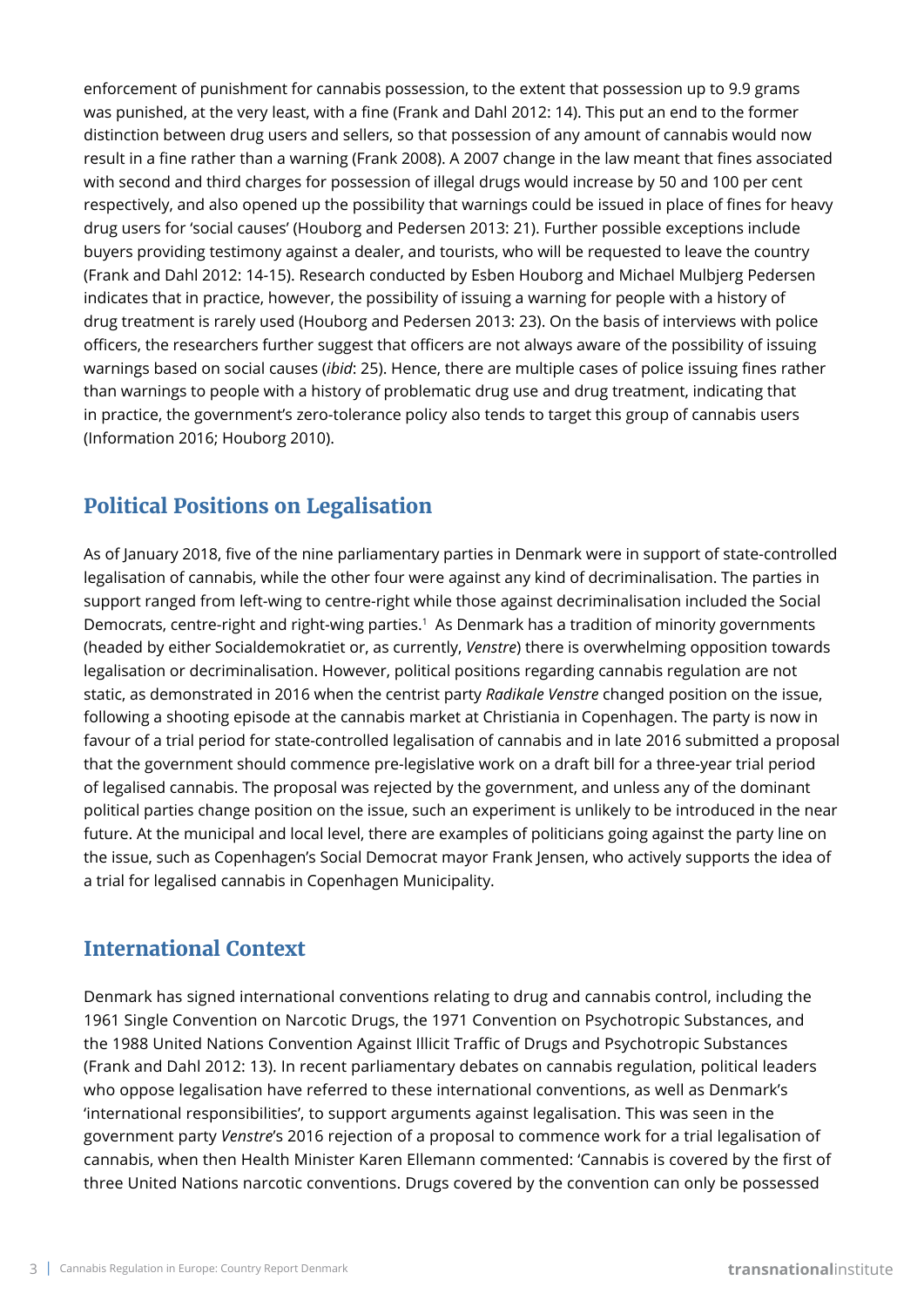enforcement of punishment for cannabis possession, to the extent that possession up to 9.9 grams was punished, at the very least, with a fine (Frank and Dahl 2012: 14). This put an end to the former distinction between drug users and sellers, so that possession of any amount of cannabis would now result in a fine rather than a warning (Frank 2008). A 2007 change in the law meant that fines associated with second and third charges for possession of illegal drugs would increase by 50 and 100 per cent respectively, and also opened up the possibility that warnings could be issued in place of fines for heavy drug users for 'social causes' (Houborg and Pedersen 2013: 21). Further possible exceptions include buyers providing testimony against a dealer, and tourists, who will be requested to leave the country (Frank and Dahl 2012: 14-15). Research conducted by Esben Houborg and Michael Mulbjerg Pedersen indicates that in practice, however, the possibility of issuing a warning for people with a history of drug treatment is rarely used (Houborg and Pedersen 2013: 23). On the basis of interviews with police officers, the researchers further suggest that officers are not always aware of the possibility of issuing warnings based on social causes (*ibid*: 25). Hence, there are multiple cases of police issuing fines rather than warnings to people with a history of problematic drug use and drug treatment, indicating that in practice, the government's zero-tolerance policy also tends to target this group of cannabis users (Information 2016; Houborg 2010).

## Political Positions on Legalisation

As of January 2018, five of the nine parliamentary parties in Denmark were in support of state-controlled legalisation of cannabis, while the other four were against any kind of decriminalisation. The parties in support ranged from left-wing to centre-right while those against decriminalisation included the Social Democrats, centre-right and right-wing parties.[1] As Denmark has a tradition of minority governments (headed by either Socialdemokratiet or, as currently, *Venstre*) there is overwhelming opposition towards legalisation or decriminalisation. However, political positions regarding cannabis regulation are not static, as demonstrated in 2016 when the centrist party *Radikale Venstre* changed position on the issue, following a shooting episode at the cannabis market at Christiania in Copenhagen. The party is now in favour of a trial period for state-controlled legalisation of cannabis and in late 2016 submitted a proposal that the government should commence pre-legislative work on a draft bill for a three-year trial period of legalised cannabis. The proposal was rejected by the government, and unless any of the dominant political parties change position on the issue, such an experiment is unlikely to be introduced in the near future. At the municipal and local level, there are examples of politicians going against the party line on the issue, such as Copenhagen's Social Democrat mayor Frank Jensen, who actively supports the idea of a trial for legalised cannabis in Copenhagen Municipality.

## International Context

Denmark has signed international conventions relating to drug and cannabis control, including the 1961 Single Convention on Narcotic Drugs, the 1971 Convention on Psychotropic Substances, and the 1988 United Nations Convention Against Illicit Traffic of Drugs and Psychotropic Substances (Frank and Dahl 2012: 13). In recent parliamentary debates on cannabis regulation, political leaders who oppose legalisation have referred to these international conventions, as well as Denmark's 'international responsibilities', to support arguments against legalisation. This was seen in the government party *Venstre*'s 2016 rejection of a proposal to commence work for a trial legalisation of cannabis, when then Health Minister Karen Ellemann commented: 'Cannabis is covered by the first of three United Nations narcotic conventions. Drugs covered by the convention can only be possessed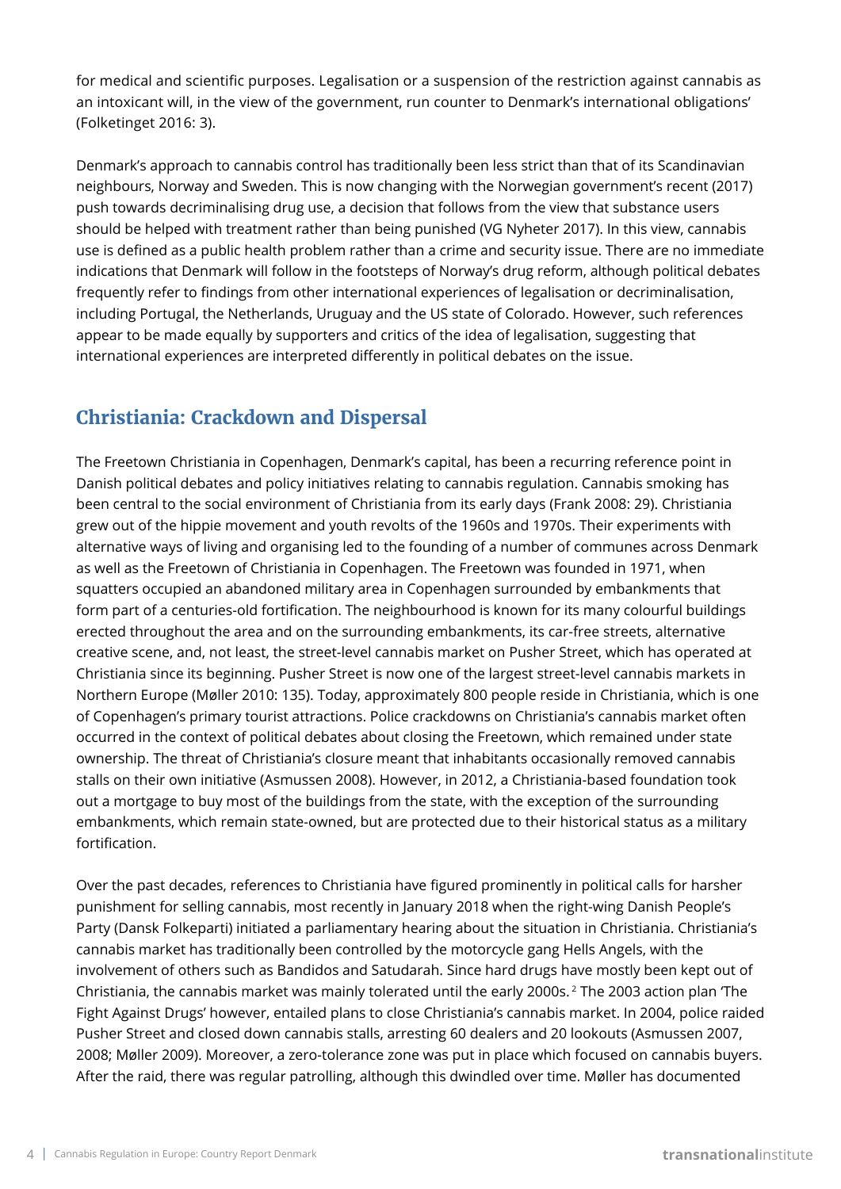for medical and scientific purposes. Legalisation or a suspension of the restriction against cannabis as an intoxicant will, in the view of the government, run counter to Denmark's international obligations' (Folketinget 2016: 3).

Denmark's approach to cannabis control has traditionally been less strict than that of its Scandinavian neighbours, Norway and Sweden. This is now changing with the Norwegian government's recent (2017) push towards decriminalising drug use, a decision that follows from the view that substance users should be helped with treatment rather than being punished (VG Nyheter 2017). In this view, cannabis use is defined as a public health problem rather than a crime and security issue. There are no immediate indications that Denmark will follow in the footsteps of Norway's drug reform, although political debates frequently refer to findings from other international experiences of legalisation or decriminalisation, including Portugal, the Netherlands, Uruguay and the US state of Colorado. However, such references appear to be made equally by supporters and critics of the idea of legalisation, suggesting that international experiences are interpreted differently in political debates on the issue.

## Christiania: Crackdown and Dispersal

The Freetown Christiania in Copenhagen, Denmark's capital, has been a recurring reference point in Danish political debates and policy initiatives relating to cannabis regulation. Cannabis smoking has been central to the social environment of Christiania from its early days (Frank 2008: 29). Christiania grew out of the hippie movement and youth revolts of the 1960s and 1970s. Their experiments with alternative ways of living and organising led to the founding of a number of communes across Denmark as well as the Freetown of Christiania in Copenhagen. The Freetown was founded in 1971, when squatters occupied an abandoned military area in Copenhagen surrounded by embankments that form part of a centuries-old fortification. The neighbourhood is known for its many colourful buildings erected throughout the area and on the surrounding embankments, its car-free streets, alternative creative scene, and, not least, the street-level cannabis market on Pusher Street, which has operated at Christiania since its beginning. Pusher Street is now one of the largest street-level cannabis markets in Northern Europe (Møller 2010: 135). Today, approximately 800 people reside in Christiania, which is one of Copenhagen's primary tourist attractions. Police crackdowns on Christiania's cannabis market often occurred in the context of political debates about closing the Freetown, which remained under state ownership. The threat of Christiania's closure meant that inhabitants occasionally removed cannabis stalls on their own initiative (Asmussen 2008). However, in 2012, a Christiania-based foundation took out a mortgage to buy most of the buildings from the state, with the exception of the surrounding embankments, which remain state-owned, but are protected due to their historical status as a military fortification.

Over the past decades, references to Christiania have figured prominently in political calls for harsher punishment for selling cannabis, most recently in January 2018 when the right-wing Danish People's Party (Dansk Folkeparti) initiated a parliamentary hearing about the situation in Christiania. Christiania's cannabis market has traditionally been controlled by the motorcycle gang Hells Angels, with the involvement of others such as Bandidos and Satudarah. Since hard drugs have mostly been kept out of Christiania, the cannabis market was mainly tolerated until the early 2000s.[2] The 2003 action plan 'The Fight Against Drugs' however, entailed plans to close Christiania's cannabis market. In 2004, police raided Pusher Street and closed down cannabis stalls, arresting 60 dealers and 20 lookouts (Asmussen 2007, 2008; Møller 2009). Moreover, a zero-tolerance zone was put in place which focused on cannabis buyers. After the raid, there was regular patrolling, although this dwindled over time. Møller has documented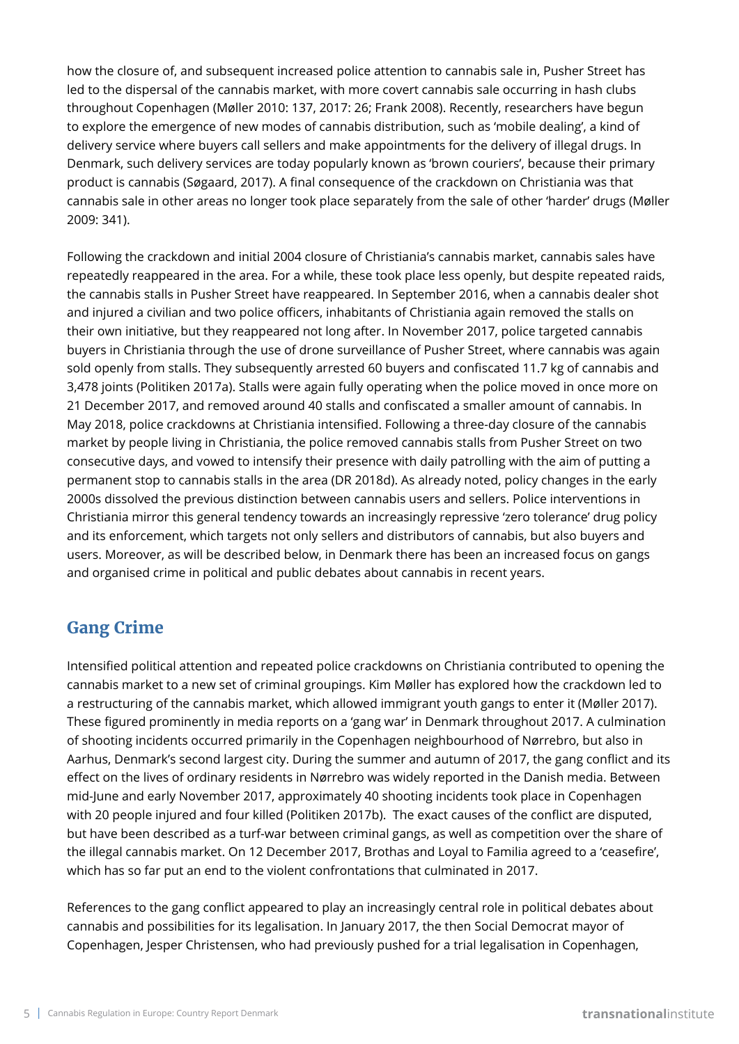how the closure of, and subsequent increased police attention to cannabis sale in, Pusher Street has led to the dispersal of the cannabis market, with more covert cannabis sale occurring in hash clubs throughout Copenhagen (Møller 2010: 137, 2017: 26; Frank 2008). Recently, researchers have begun to explore the emergence of new modes of cannabis distribution, such as 'mobile dealing', a kind of delivery service where buyers call sellers and make appointments for the delivery of illegal drugs. In Denmark, such delivery services are today popularly known as 'brown couriers', because their primary product is cannabis (Søgaard, 2017). A final consequence of the crackdown on Christiania was that cannabis sale in other areas no longer took place separately from the sale of other 'harder' drugs (Møller 2009: 341).

Following the crackdown and initial 2004 closure of Christiania's cannabis market, cannabis sales have repeatedly reappeared in the area. For a while, these took place less openly, but despite repeated raids, the cannabis stalls in Pusher Street have reappeared. In September 2016, when a cannabis dealer shot and injured a civilian and two police officers, inhabitants of Christiania again removed the stalls on their own initiative, but they reappeared not long after. In November 2017, police targeted cannabis buyers in Christiania through the use of drone surveillance of Pusher Street, where cannabis was again sold openly from stalls. They subsequently arrested 60 buyers and confiscated 11.7 kg of cannabis and 3,478 joints (Politiken 2017a). Stalls were again fully operating when the police moved in once more on 21 December 2017, and removed around 40 stalls and confiscated a smaller amount of cannabis. In May 2018, police crackdowns at Christiania intensified. Following a three-day closure of the cannabis market by people living in Christiania, the police removed cannabis stalls from Pusher Street on two consecutive days, and vowed to intensify their presence with daily patrolling with the aim of putting a permanent stop to cannabis stalls in the area (DR 2018d). As already noted, policy changes in the early 2000s dissolved the previous distinction between cannabis users and sellers. Police interventions in Christiania mirror this general tendency towards an increasingly repressive 'zero tolerance' drug policy and its enforcement, which targets not only sellers and distributors of cannabis, but also buyers and users. Moreover, as will be described below, in Denmark there has been an increased focus on gangs and organised crime in political and public debates about cannabis in recent years.

## Gang Crime

Intensified political attention and repeated police crackdowns on Christiania contributed to opening the cannabis market to a new set of criminal groupings. Kim Møller has explored how the crackdown led to a restructuring of the cannabis market, which allowed immigrant youth gangs to enter it (Møller 2017). These figured prominently in media reports on a 'gang war' in Denmark throughout 2017. A culmination of shooting incidents occurred primarily in the Copenhagen neighbourhood of Nørrebro, but also in Aarhus, Denmark's second largest city. During the summer and autumn of 2017, the gang conflict and its effect on the lives of ordinary residents in Nørrebro was widely reported in the Danish media. Between mid-June and early November 2017, approximately 40 shooting incidents took place in Copenhagen with 20 people injured and four killed (Politiken 2017b). The exact causes of the conflict are disputed, but have been described as a turf-war between criminal gangs, as well as competition over the share of the illegal cannabis market. On 12 December 2017, Brothas and Loyal to Familia agreed to a 'ceasefire', which has so far put an end to the violent confrontations that culminated in 2017.

References to the gang conflict appeared to play an increasingly central role in political debates about cannabis and possibilities for its legalisation. In January 2017, the then Social Democrat mayor of Copenhagen, Jesper Christensen, who had previously pushed for a trial legalisation in Copenhagen,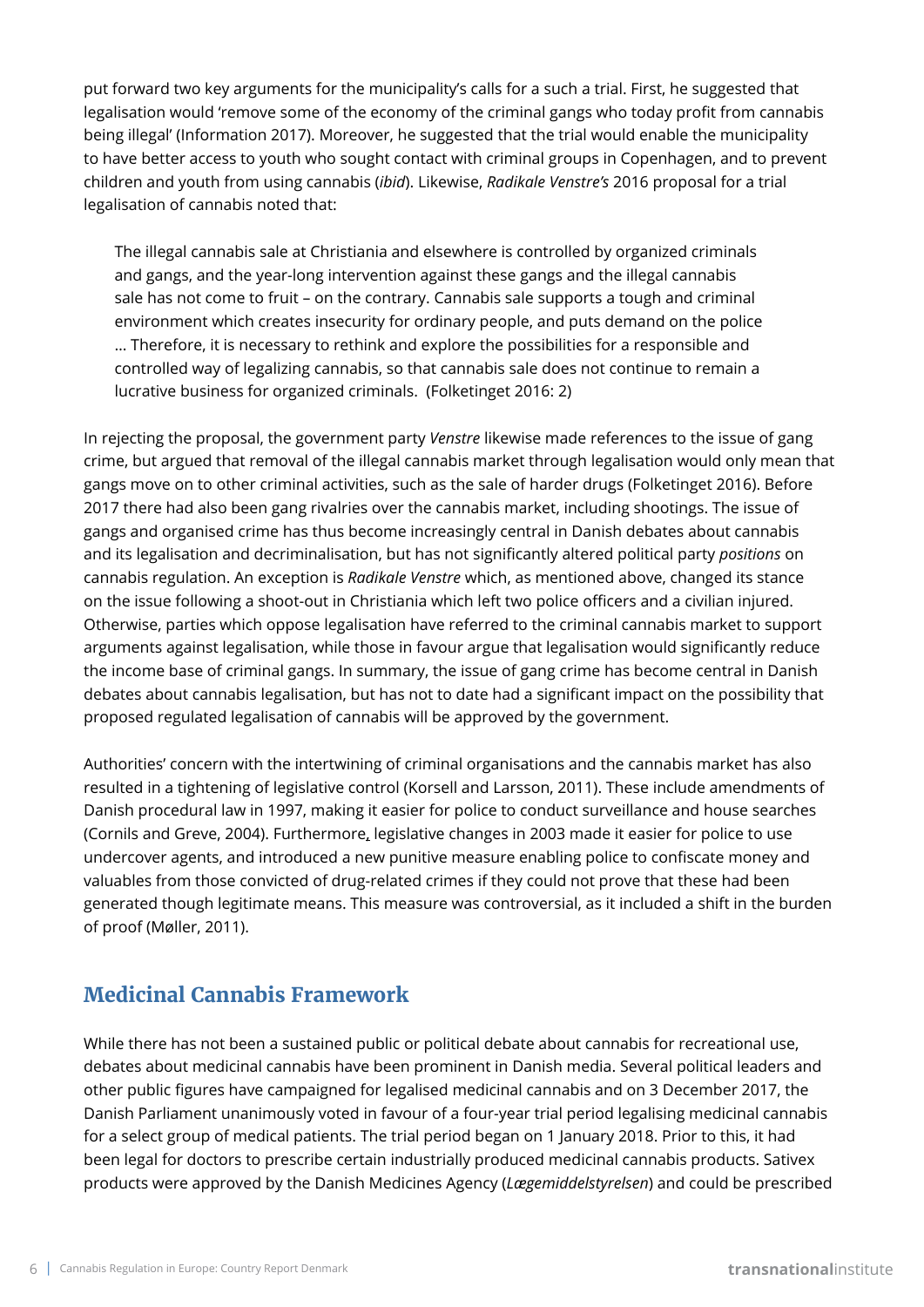put forward two key arguments for the municipality's calls for a such a trial. First, he suggested that legalisation would 'remove some of the economy of the criminal gangs who today profit from cannabis being illegal' (Information 2017). Moreover, he suggested that the trial would enable the municipality to have better access to youth who sought contact with criminal groups in Copenhagen, and to prevent children and youth from using cannabis (*ibid*). Likewise, *Radikale Venstre's* 2016 proposal for a trial legalisation of cannabis noted that:

> The illegal cannabis sale at Christiania and elsewhere is controlled by organized criminals and gangs, and the year-long intervention against these gangs and the illegal cannabis sale has not come to fruit – on the contrary. Cannabis sale supports a tough and criminal environment which creates insecurity for ordinary people, and puts demand on the police … Therefore, it is necessary to rethink and explore the possibilities for a responsible and controlled way of legalizing cannabis, so that cannabis sale does not continue to remain a lucrative business for organized criminals. (Folketinget 2016: 2)

In rejecting the proposal, the government party *Venstre* likewise made references to the issue of gang crime, but argued that removal of the illegal cannabis market through legalisation would only mean that gangs move on to other criminal activities, such as the sale of harder drugs (Folketinget 2016). Before 2017 there had also been gang rivalries over the cannabis market, including shootings. The issue of gangs and organised crime has thus become increasingly central in Danish debates about cannabis and its legalisation and decriminalisation, but has not significantly altered political party *positions* on cannabis regulation. An exception is *Radikale Venstre* which, as mentioned above, changed its stance on the issue following a shoot-out in Christiania which left two police officers and a civilian injured. Otherwise, parties which oppose legalisation have referred to the criminal cannabis market to support arguments against legalisation, while those in favour argue that legalisation would significantly reduce the income base of criminal gangs. In summary, the issue of gang crime has become central in Danish debates about cannabis legalisation, but has not to date had a significant impact on the possibility that proposed regulated legalisation of cannabis will be approved by the government.

Authorities' concern with the intertwining of criminal organisations and the cannabis market has also resulted in a tightening of legislative control (Korsell and Larsson, 2011). These include amendments of Danish procedural law in 1997, making it easier for police to conduct surveillance and house searches (Cornils and Greve, 2004). Furthermore, legislative changes in 2003 made it easier for police to use undercover agents, and introduced a new punitive measure enabling police to confiscate money and valuables from those convicted of drug-related crimes if they could not prove that these had been generated though legitimate means. This measure was controversial, as it included a shift in the burden of proof (Møller, 2011).

## Medicinal Cannabis Framework

While there has not been a sustained public or political debate about cannabis for recreational use, debates about medicinal cannabis have been prominent in Danish media. Several political leaders and other public figures have campaigned for legalised medicinal cannabis and on 3 December 2017, the Danish Parliament unanimously voted in favour of a four-year trial period legalising medicinal cannabis for a select group of medical patients. The trial period began on 1 January 2018. Prior to this, it had been legal for doctors to prescribe certain industrially produced medicinal cannabis products. Sativex products were approved by the Danish Medicines Agency (*Lægemiddelstyrelsen*) and could be prescribed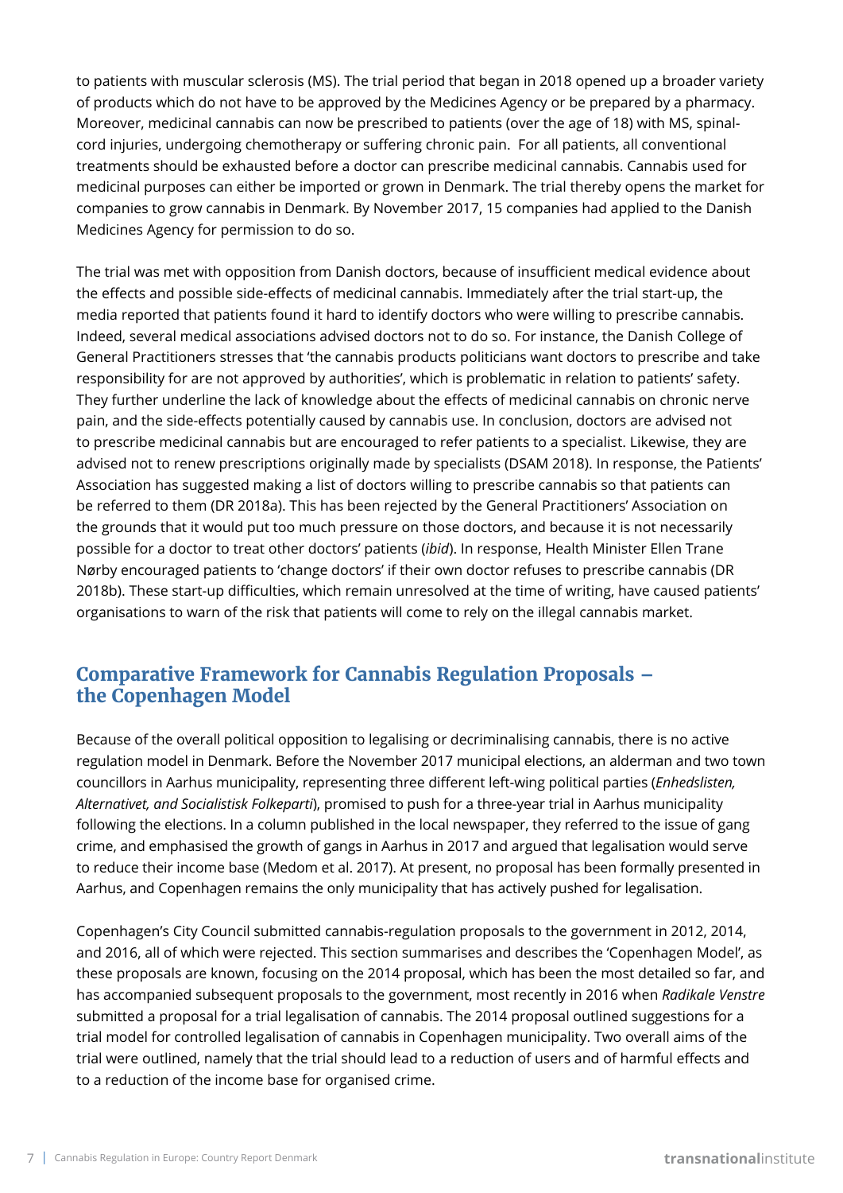to patients with muscular sclerosis (MS). The trial period that began in 2018 opened up a broader variety of products which do not have to be approved by the Medicines Agency or be prepared by a pharmacy. Moreover, medicinal cannabis can now be prescribed to patients (over the age of 18) with MS, spinal-cord injuries, undergoing chemotherapy or suffering chronic pain. For all patients, all conventional treatments should be exhausted before a doctor can prescribe medicinal cannabis. Cannabis used for medicinal purposes can either be imported or grown in Denmark. The trial thereby opens the market for companies to grow cannabis in Denmark. By November 2017, 15 companies had applied to the Danish Medicines Agency for permission to do so.

The trial was met with opposition from Danish doctors, because of insufficient medical evidence about the effects and possible side-effects of medicinal cannabis. Immediately after the trial start-up, the media reported that patients found it hard to identify doctors who were willing to prescribe cannabis. Indeed, several medical associations advised doctors not to do so. For instance, the Danish College of General Practitioners stresses that 'the cannabis products politicians want doctors to prescribe and take responsibility for are not approved by authorities', which is problematic in relation to patients' safety. They further underline the lack of knowledge about the effects of medicinal cannabis on chronic nerve pain, and the side-effects potentially caused by cannabis use. In conclusion, doctors are advised not to prescribe medicinal cannabis but are encouraged to refer patients to a specialist. Likewise, they are advised not to renew prescriptions originally made by specialists (DSAM 2018). In response, the Patients' Association has suggested making a list of doctors willing to prescribe cannabis so that patients can be referred to them (DR 2018a). This has been rejected by the General Practitioners' Association on the grounds that it would put too much pressure on those doctors, and because it is not necessarily possible for a doctor to treat other doctors' patients (*ibid*). In response, Health Minister Ellen Trane Nørby encouraged patients to 'change doctors' if their own doctor refuses to prescribe cannabis (DR 2018b). These start-up difficulties, which remain unresolved at the time of writing, have caused patients' organisations to warn of the risk that patients will come to rely on the illegal cannabis market.

## Comparative Framework for Cannabis Regulation Proposals – the Copenhagen Model

Because of the overall political opposition to legalising or decriminalising cannabis, there is no active regulation model in Denmark. Before the November 2017 municipal elections, an alderman and two town councillors in Aarhus municipality, representing three different left-wing political parties (*Enhedslisten, Alternativet, and Socialistisk Folkeparti*), promised to push for a three-year trial in Aarhus municipality following the elections. In a column published in the local newspaper, they referred to the issue of gang crime, and emphasised the growth of gangs in Aarhus in 2017 and argued that legalisation would serve to reduce their income base (Medom et al. 2017). At present, no proposal has been formally presented in Aarhus, and Copenhagen remains the only municipality that has actively pushed for legalisation.

Copenhagen's City Council submitted cannabis-regulation proposals to the government in 2012, 2014, and 2016, all of which were rejected. This section summarises and describes the 'Copenhagen Model', as these proposals are known, focusing on the 2014 proposal, which has been the most detailed so far, and has accompanied subsequent proposals to the government, most recently in 2016 when *Radikale Venstre* submitted a proposal for a trial legalisation of cannabis. The 2014 proposal outlined suggestions for a trial model for controlled legalisation of cannabis in Copenhagen municipality. Two overall aims of the trial were outlined, namely that the trial should lead to a reduction of users and of harmful effects and to a reduction of the income base for organised crime.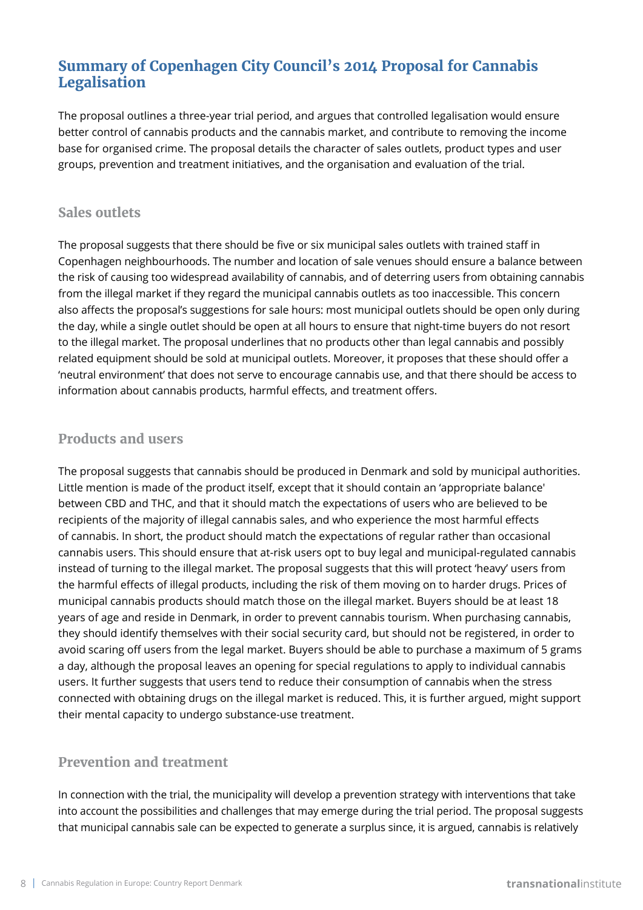## Summary of Copenhagen City Council's 2014 Proposal for Cannabis Legalisation

The proposal outlines a three-year trial period, and argues that controlled legalisation would ensure better control of cannabis products and the cannabis market, and contribute to removing the income base for organised crime. The proposal details the character of sales outlets, product types and user groups, prevention and treatment initiatives, and the organisation and evaluation of the trial.

### Sales outlets

The proposal suggests that there should be five or six municipal sales outlets with trained staff in Copenhagen neighbourhoods. The number and location of sale venues should ensure a balance between the risk of causing too widespread availability of cannabis, and of deterring users from obtaining cannabis from the illegal market if they regard the municipal cannabis outlets as too inaccessible. This concern also affects the proposal's suggestions for sale hours: most municipal outlets should be open only during the day, while a single outlet should be open at all hours to ensure that night-time buyers do not resort to the illegal market. The proposal underlines that no products other than legal cannabis and possibly related equipment should be sold at municipal outlets. Moreover, it proposes that these should offer a 'neutral environment' that does not serve to encourage cannabis use, and that there should be access to information about cannabis products, harmful effects, and treatment offers.

### Products and users

The proposal suggests that cannabis should be produced in Denmark and sold by municipal authorities. Little mention is made of the product itself, except that it should contain an 'appropriate balance' between CBD and THC, and that it should match the expectations of users who are believed to be recipients of the majority of illegal cannabis sales, and who experience the most harmful effects of cannabis. In short, the product should match the expectations of regular rather than occasional cannabis users. This should ensure that at-risk users opt to buy legal and municipal-regulated cannabis instead of turning to the illegal market. The proposal suggests that this will protect 'heavy' users from the harmful effects of illegal products, including the risk of them moving on to harder drugs. Prices of municipal cannabis products should match those on the illegal market. Buyers should be at least 18 years of age and reside in Denmark, in order to prevent cannabis tourism. When purchasing cannabis, they should identify themselves with their social security card, but should not be registered, in order to avoid scaring off users from the legal market. Buyers should be able to purchase a maximum of 5 grams a day, although the proposal leaves an opening for special regulations to apply to individual cannabis users. It further suggests that users tend to reduce their consumption of cannabis when the stress connected with obtaining drugs on the illegal market is reduced. This, it is further argued, might support their mental capacity to undergo substance-use treatment.

### Prevention and treatment

In connection with the trial, the municipality will develop a prevention strategy with interventions that take into account the possibilities and challenges that may emerge during the trial period. The proposal suggests that municipal cannabis sale can be expected to generate a surplus since, it is argued, cannabis is relatively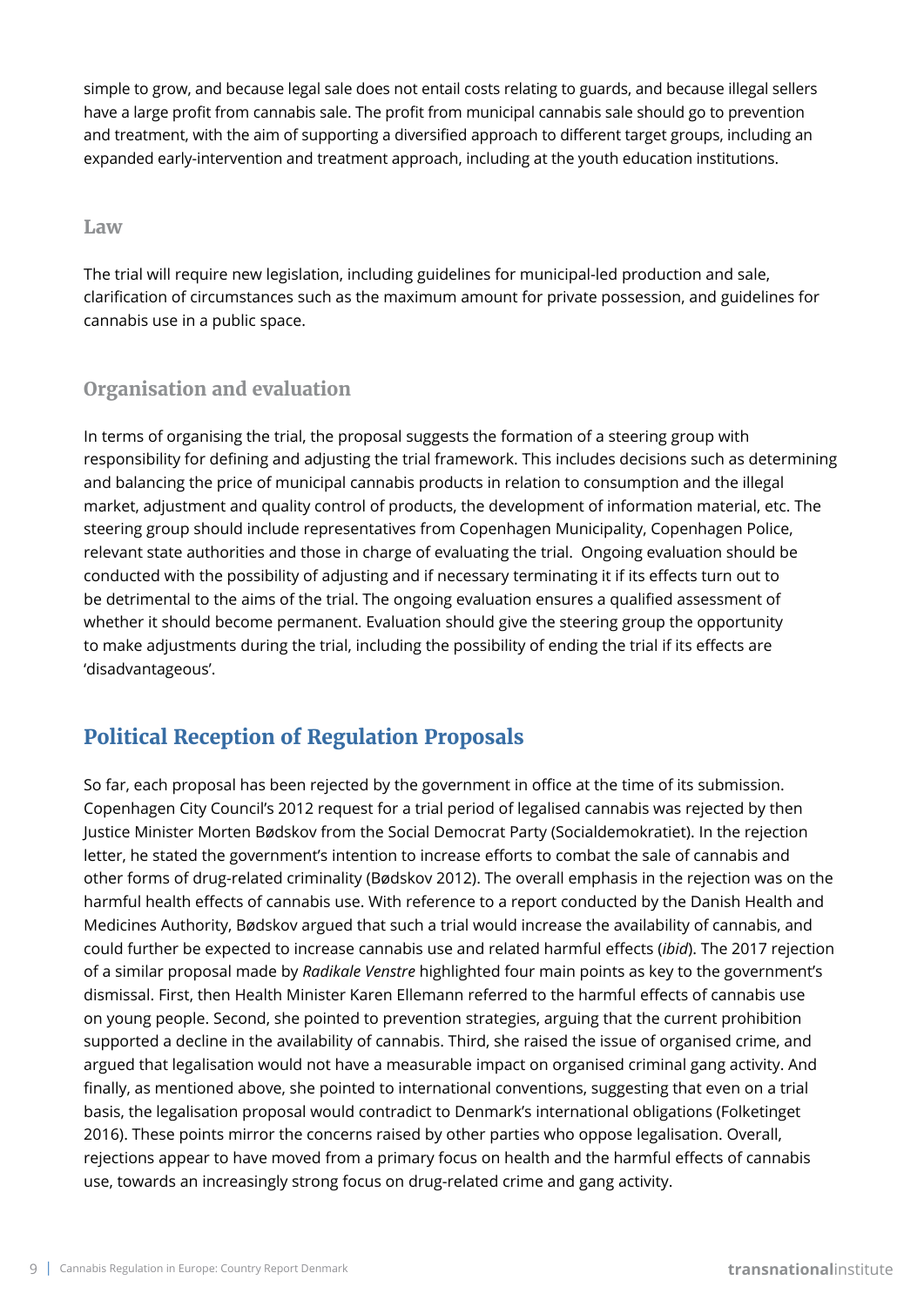simple to grow, and because legal sale does not entail costs relating to guards, and because illegal sellers have a large profit from cannabis sale. The profit from municipal cannabis sale should go to prevention and treatment, with the aim of supporting a diversified approach to different target groups, including an expanded early-intervention and treatment approach, including at the youth education institutions.

### Law

The trial will require new legislation, including guidelines for municipal-led production and sale, clarification of circumstances such as the maximum amount for private possession, and guidelines for cannabis use in a public space.

### Organisation and evaluation

In terms of organising the trial, the proposal suggests the formation of a steering group with responsibility for defining and adjusting the trial framework. This includes decisions such as determining and balancing the price of municipal cannabis products in relation to consumption and the illegal market, adjustment and quality control of products, the development of information material, etc. The steering group should include representatives from Copenhagen Municipality, Copenhagen Police, relevant state authorities and those in charge of evaluating the trial. Ongoing evaluation should be conducted with the possibility of adjusting and if necessary terminating it if its effects turn out to be detrimental to the aims of the trial. The ongoing evaluation ensures a qualified assessment of whether it should become permanent. Evaluation should give the steering group the opportunity to make adjustments during the trial, including the possibility of ending the trial if its effects are 'disadvantageous'.

## Political Reception of Regulation Proposals

So far, each proposal has been rejected by the government in office at the time of its submission. Copenhagen City Council's 2012 request for a trial period of legalised cannabis was rejected by then Justice Minister Morten Bødskov from the Social Democrat Party (Socialdemokratiet). In the rejection letter, he stated the government's intention to increase efforts to combat the sale of cannabis and other forms of drug-related criminality (Bødskov 2012). The overall emphasis in the rejection was on the harmful health effects of cannabis use. With reference to a report conducted by the Danish Health and Medicines Authority, Bødskov argued that such a trial would increase the availability of cannabis, and could further be expected to increase cannabis use and related harmful effects (*ibid*). The 2017 rejection of a similar proposal made by *Radikale Venstre* highlighted four main points as key to the government's dismissal. First, then Health Minister Karen Ellemann referred to the harmful effects of cannabis use on young people. Second, she pointed to prevention strategies, arguing that the current prohibition supported a decline in the availability of cannabis. Third, she raised the issue of organised crime, and argued that legalisation would not have a measurable impact on organised criminal gang activity. And finally, as mentioned above, she pointed to international conventions, suggesting that even on a trial basis, the legalisation proposal would contradict to Denmark's international obligations (Folketinget 2016). These points mirror the concerns raised by other parties who oppose legalisation. Overall, rejections appear to have moved from a primary focus on health and the harmful effects of cannabis use, towards an increasingly strong focus on drug-related crime and gang activity.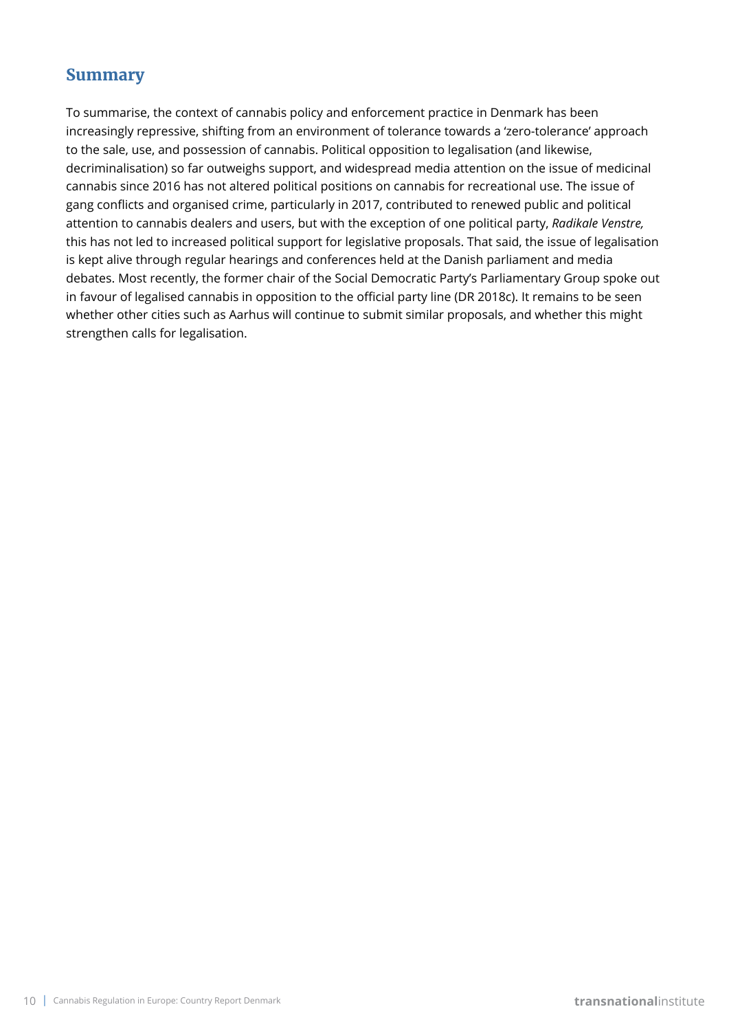## Summary

To summarise, the context of cannabis policy and enforcement practice in Denmark has been increasingly repressive, shifting from an environment of tolerance towards a 'zero-tolerance' approach to the sale, use, and possession of cannabis. Political opposition to legalisation (and likewise, decriminalisation) so far outweighs support, and widespread media attention on the issue of medicinal cannabis since 2016 has not altered political positions on cannabis for recreational use. The issue of gang conflicts and organised crime, particularly in 2017, contributed to renewed public and political attention to cannabis dealers and users, but with the exception of one political party, *Radikale Venstre,* this has not led to increased political support for legislative proposals. That said, the issue of legalisation is kept alive through regular hearings and conferences held at the Danish parliament and media debates. Most recently, the former chair of the Social Democratic Party's Parliamentary Group spoke out in favour of legalised cannabis in opposition to the official party line (DR 2018c). It remains to be seen whether other cities such as Aarhus will continue to submit similar proposals, and whether this might strengthen calls for legalisation.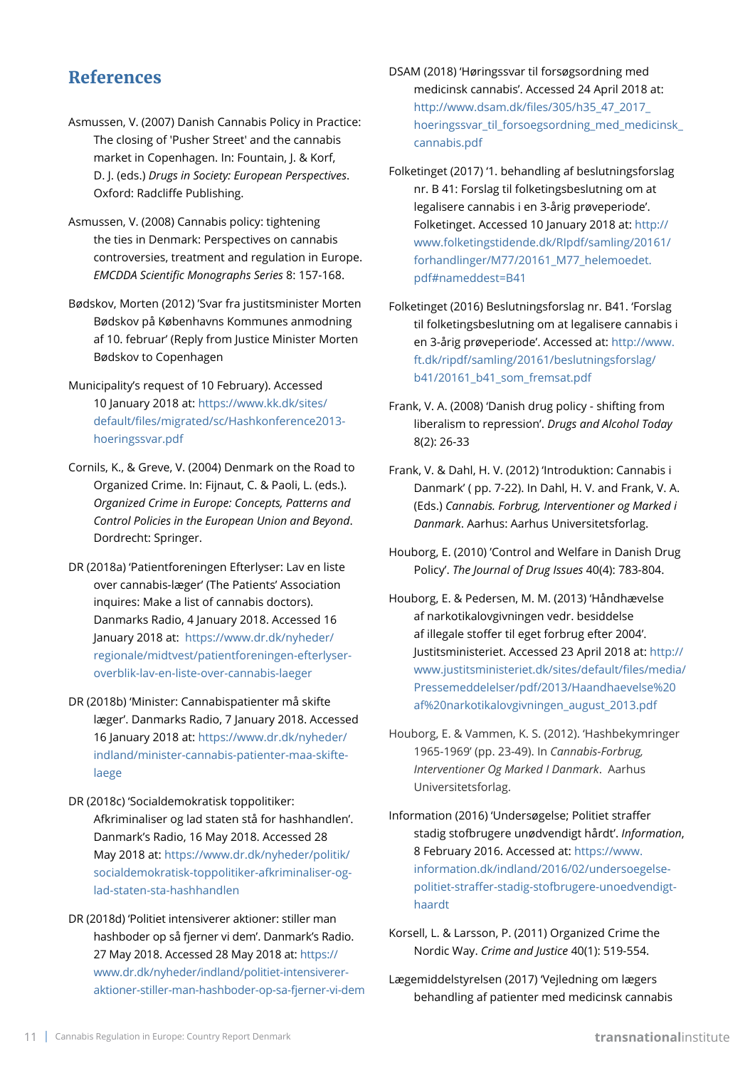## References

Asmussen, V. (2007) Danish Cannabis Policy in Practice: The closing of 'Pusher Street' and the cannabis market in Copenhagen. In: Fountain, J. & Korf, D. J. (eds.) *Drugs in Society: European Perspectives*. Oxford: Radcliffe Publishing.

Asmussen, V. (2008) Cannabis policy: tightening the ties in Denmark: Perspectives on cannabis controversies, treatment and regulation in Europe. *EMCDDA Scientific Monographs Series* 8: 157-168.

Bødskov, Morten (2012) 'Svar fra justitsminister Morten Bødskov på Københavns Kommunes anmodning af 10. februar' (Reply from Justice Minister Morten Bødskov to Copenhagen

Municipality's request of 10 February). Accessed 10 January 2018 at: https://www.kk.dk/sites/default/files/migrated/sc/Hashkonference2013-hoeringssvar.pdf

Cornils, K., & Greve, V. (2004) Denmark on the Road to Organized Crime. In: Fijnaut, C. & Paoli, L. (eds.). *Organized Crime in Europe: Concepts, Patterns and Control Policies in the European Union and Beyond*. Dordrecht: Springer.

DR (2018a) 'Patientforeningen Efterlyser: Lav en liste over cannabis-læger' (The Patients' Association inquires: Make a list of cannabis doctors). Danmarks Radio, 4 January 2018. Accessed 16 January 2018 at: https://www.dr.dk/nyheder/regionale/midtvest/patientforeningen-efterlyser-overblik-lav-en-liste-over-cannabis-laeger

DR (2018b) 'Minister: Cannabispatienter må skifte læger'. Danmarks Radio, 7 January 2018. Accessed 16 January 2018 at: https://www.dr.dk/nyheder/indland/minister-cannabis-patienter-maa-skifte-laege

DR (2018c) 'Socialdemokratisk toppolitiker: Afkriminaliser og lad staten stå for hashhandlen'. Danmark's Radio, 16 May 2018. Accessed 28 May 2018 at: https://www.dr.dk/nyheder/politik/socialdemokratisk-toppolitiker-afkriminaliser-og-lad-staten-sta-hashhandlen

DR (2018d) 'Politiet intensiverer aktioner: stiller man hashboder op så fjerner vi dem'. Danmark's Radio. 27 May 2018. Accessed 28 May 2018 at: https://www.dr.dk/nyheder/indland/politiet-intensiverer-aktioner-stiller-man-hashboder-op-sa-fjerner-vi-dem

DSAM (2018) 'Høringssvar til forsøgsordning med medicinsk cannabis'. Accessed 24 April 2018 at: http://www.dsam.dk/files/305/h35_47_2017_hoeringssvar_til_forsoegsordning_med_medicinsk_cannabis.pdf

Folketinget (2017) '1. behandling af beslutningsforslag nr. B 41: Forslag til folketingsbeslutning om at legalisere cannabis i en 3-årig prøveperiode'. Folketinget. Accessed 10 January 2018 at: http://www.folketingstidende.dk/Rlpdf/samling/20161/forhandlinger/M77/20161_M77_helemoedet.pdf#nameddest=B41

Folketinget (2016) Beslutningsforslag nr. B41. 'Forslag til folketingsbeslutning om at legalisere cannabis i en 3-årig prøveperiode'. Accessed at: http://www.ft.dk/ripdf/samling/20161/beslutningsforslag/b41/20161_b41_som_fremsat.pdf

Frank, V. A. (2008) 'Danish drug policy - shifting from liberalism to repression'. *Drugs and Alcohol Today* 8(2): 26-33

Frank, V. & Dahl, H. V. (2012) 'Introduktion: Cannabis i Danmark' ( pp. 7-22). In Dahl, H. V. and Frank, V. A. (Eds.) *Cannabis. Forbrug, Interventioner og Marked i Danmark*. Aarhus: Aarhus Universitetsforlag.

Houborg, E. (2010) 'Control and Welfare in Danish Drug Policy'. *The Journal of Drug Issues* 40(4): 783-804.

Houborg, E. & Pedersen, M. M. (2013) 'Håndhævelse af narkotikalovgivningen vedr. besiddelse af illegale stoffer til eget forbrug efter 2004'. Justitsministeriet. Accessed 23 April 2018 at: http://www.justitsministeriet.dk/sites/default/files/media/Pressemeddelelser/pdf/2013/Haandhaevelse%20af%20narkotikalovgivningen_august_2013.pdf

Houborg, E. & Vammen, K. S. (2012). 'Hashbekymringer 1965-1969' (pp. 23-49). In *Cannabis-Forbrug, Interventioner Og Marked I Danmark*. Aarhus Universitetsforlag.

Information (2016) 'Undersøgelse; Politiet straffer stadig stofbrugere unødvendigt hårdt'. *Information*, 8 February 2016. Accessed at: https://www.information.dk/indland/2016/02/undersoegelse-politiet-straffer-stadig-stofbrugere-unoedvendigt-haardt

Korsell, L. & Larsson, P. (2011) Organized Crime the Nordic Way. *Crime and Justice* 40(1): 519-554.

Lægemiddelstyrelsen (2017) 'Vejledning om lægers behandling af patienter med medicinsk cannabis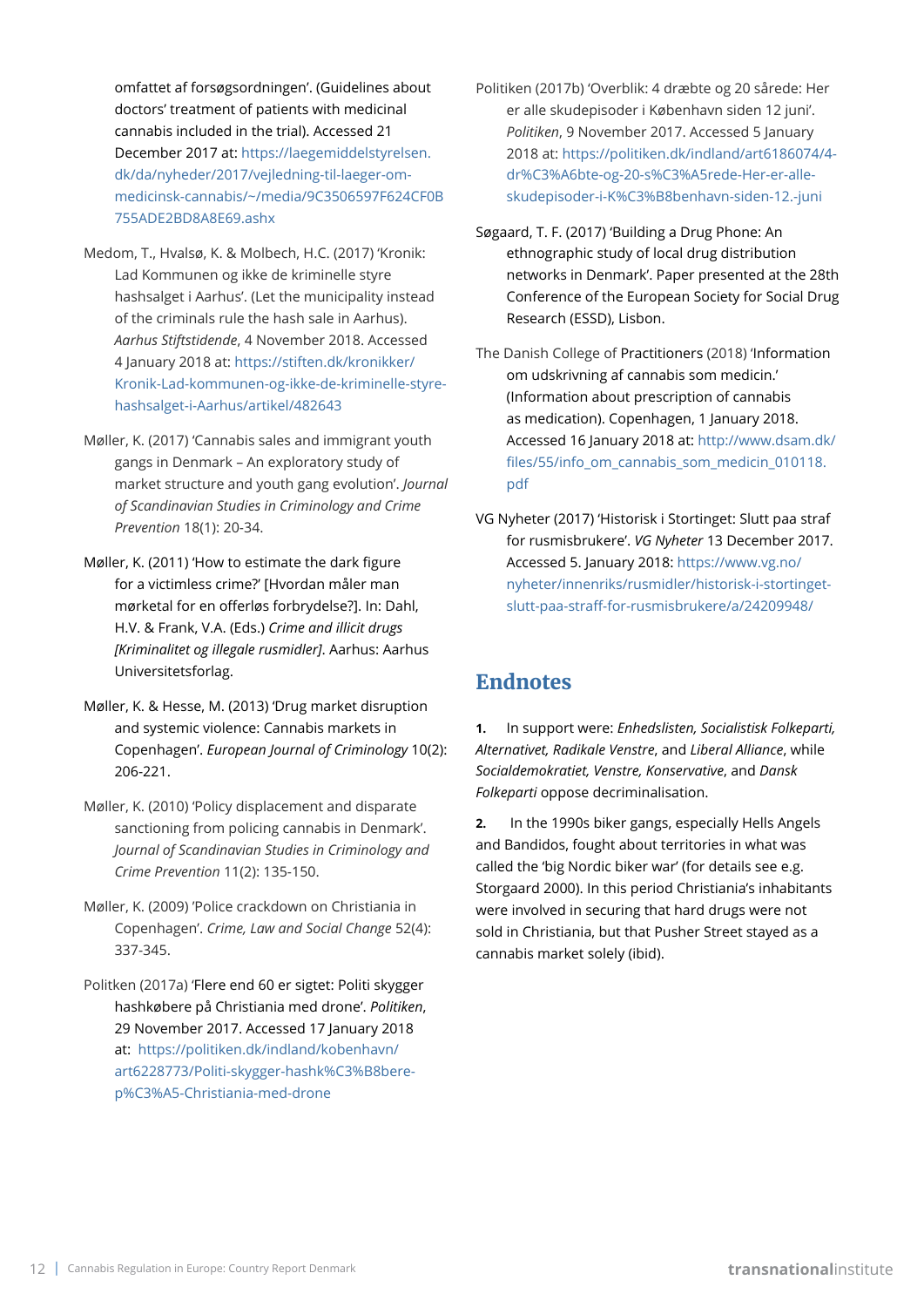omfattet af forsøgsordningen'. (Guidelines about doctors' treatment of patients with medicinal cannabis included in the trial). Accessed 21 December 2017 at: https://laegemiddelstyrelsen.dk/da/nyheder/2017/vejledning-til-laeger-om-medicinsk-cannabis/~/media/9C3506597F624CF0B755ADE2BD8A8E69.ashx

Medom, T., Hvalsø, K. & Molbech, H.C. (2017) 'Kronik: Lad Kommunen og ikke de kriminelle styre hashsalget i Aarhus'. (Let the municipality instead of the criminals rule the hash sale in Aarhus). *Aarhus Stiftstidende*, 4 November 2018. Accessed 4 January 2018 at: https://stiften.dk/kronikker/Kronik-Lad-kommunen-og-ikke-de-kriminelle-styre-hashsalget-i-Aarhus/artikel/482643

Møller, K. (2017) 'Cannabis sales and immigrant youth gangs in Denmark – An exploratory study of market structure and youth gang evolution'. *Journal of Scandinavian Studies in Criminology and Crime Prevention* 18(1): 20-34.

Møller, K. (2011) 'How to estimate the dark figure for a victimless crime?' [Hvordan måler man mørketal for en offerløs forbrydelse?]. In: Dahl, H.V. & Frank, V.A. (Eds.) *Crime and illicit drugs [Kriminalitet og illegale rusmidler]*. Aarhus: Aarhus Universitetsforlag.

Møller, K. & Hesse, M. (2013) 'Drug market disruption and systemic violence: Cannabis markets in Copenhagen'. *European Journal of Criminology* 10(2): 206-221.

Møller, K. (2010) 'Policy displacement and disparate sanctioning from policing cannabis in Denmark'. *Journal of Scandinavian Studies in Criminology and Crime Prevention* 11(2): 135-150.

Møller, K. (2009) 'Police crackdown on Christiania in Copenhagen'. *Crime, Law and Social Change* 52(4): 337-345.

Politken (2017a) 'Flere end 60 er sigtet: Politi skygger hashkøbere på Christiania med drone'. *Politiken*, 29 November 2017. Accessed 17 January 2018 at: https://politiken.dk/indland/kobenhavn/art6228773/Politi-skygger-hashk%C3%B8bere-p%C3%A5-Christiania-med-drone

Politiken (2017b) 'Overblik: 4 dræbte og 20 sårede: Her er alle skudepisoder i København siden 12 juni'. *Politiken*, 9 November 2017. Accessed 5 January 2018 at: https://politiken.dk/indland/art6186074/4-dr%C3%A6bte-og-20-s%C3%A5rede-Her-er-alle-skudepisoder-i-K%C3%B8benhavn-siden-12.-juni

Søgaard, T. F. (2017) 'Building a Drug Phone: An ethnographic study of local drug distribution networks in Denmark'. Paper presented at the 28th Conference of the European Society for Social Drug Research (ESSD), Lisbon.

The Danish College of Practitioners (2018) 'Information om udskrivning af cannabis som medicin.' (Information about prescription of cannabis as medication). Copenhagen, 1 January 2018. Accessed 16 January 2018 at: http://www.dsam.dk/files/55/info_om_cannabis_som_medicin_010118.pdf

VG Nyheter (2017) 'Historisk i Stortinget: Slutt paa straf for rusmisbrukere'. *VG Nyheter* 13 December 2017. Accessed 5. January 2018: https://www.vg.no/nyheter/innenriks/rusmidler/historisk-i-stortinget-slutt-paa-straff-for-rusmisbrukere/a/24209948/

## Endnotes

**1.** In support were: *Enhedslisten, Socialistisk Folkeparti, Alternativet, Radikale Venstre*, and *Liberal Alliance*, while *Socialdemokratiet, Venstre, Konservative*, and *Dansk Folkeparti* oppose decriminalisation.

**2.** In the 1990s biker gangs, especially Hells Angels and Bandidos, fought about territories in what was called the 'big Nordic biker war' (for details see e.g. Storgaard 2000). In this period Christiania's inhabitants were involved in securing that hard drugs were not sold in Christiania, but that Pusher Street stayed as a cannabis market solely (ibid).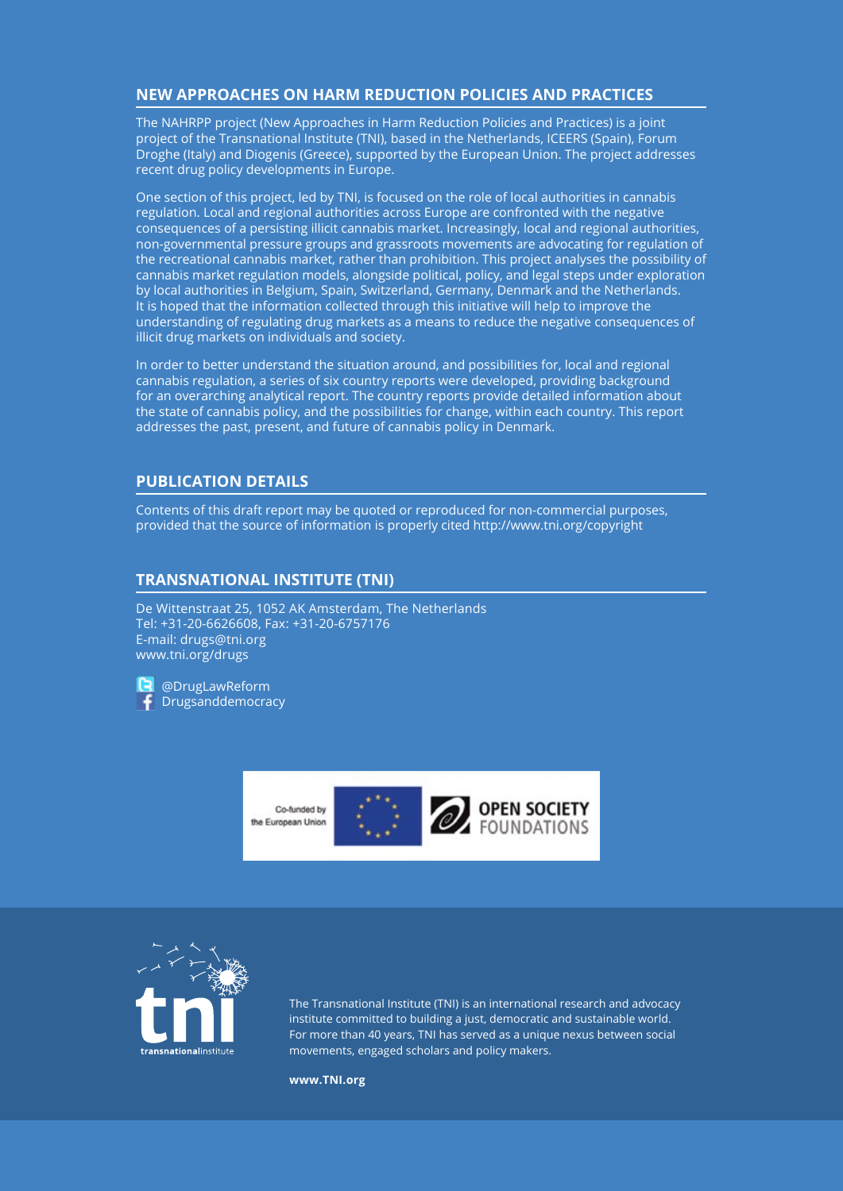## NEW APPROACHES ON HARM REDUCTION POLICIES AND PRACTICES

The NAHRPP project (New Approaches in Harm Reduction Policies and Practices) is a joint project of the Transnational Institute (TNI), based in the Netherlands, ICEERS (Spain), Forum Droghe (Italy) and Diogenis (Greece), supported by the European Union. The project addresses recent drug policy developments in Europe.

One section of this project, led by TNI, is focused on the role of local authorities in cannabis regulation. Local and regional authorities across Europe are confronted with the negative consequences of a persisting illicit cannabis market. Increasingly, local and regional authorities, non-governmental pressure groups and grassroots movements are advocating for regulation of the recreational cannabis market, rather than prohibition. This project analyses the possibility of cannabis market regulation models, alongside political, policy, and legal steps under exploration by local authorities in Belgium, Spain, Switzerland, Germany, Denmark and the Netherlands. It is hoped that the information collected through this initiative will help to improve the understanding of regulating drug markets as a means to reduce the negative consequences of illicit drug markets on individuals and society.

In order to better understand the situation around, and possibilities for, local and regional cannabis regulation, a series of six country reports were developed, providing background for an overarching analytical report. The country reports provide detailed information about the state of cannabis policy, and the possibilities for change, within each country. This report addresses the past, present, and future of cannabis policy in Denmark.

## PUBLICATION DETAILS

Contents of this draft report may be quoted or reproduced for non-commercial purposes, provided that the source of information is properly cited http://www.tni.org/copyright

## TRANSNATIONAL INSTITUTE (TNI)

De Wittenstraat 25, 1052 AK Amsterdam, The Netherlands
Tel: +31-20-6626608, Fax: +31-20-6757176
E-mail: drugs@tni.org
www.tni.org/drugs

@DrugLawReform
Drugsanddemocracy

Co-funded by the European Union

OPEN SOCIETY FOUNDATIONS

tni transnationalinstitute

The Transnational Institute (TNI) is an international research and advocacy institute committed to building a just, democratic and sustainable world. For more than 40 years, TNI has served as a unique nexus between social movements, engaged scholars and policy makers.

**www.TNI.org**